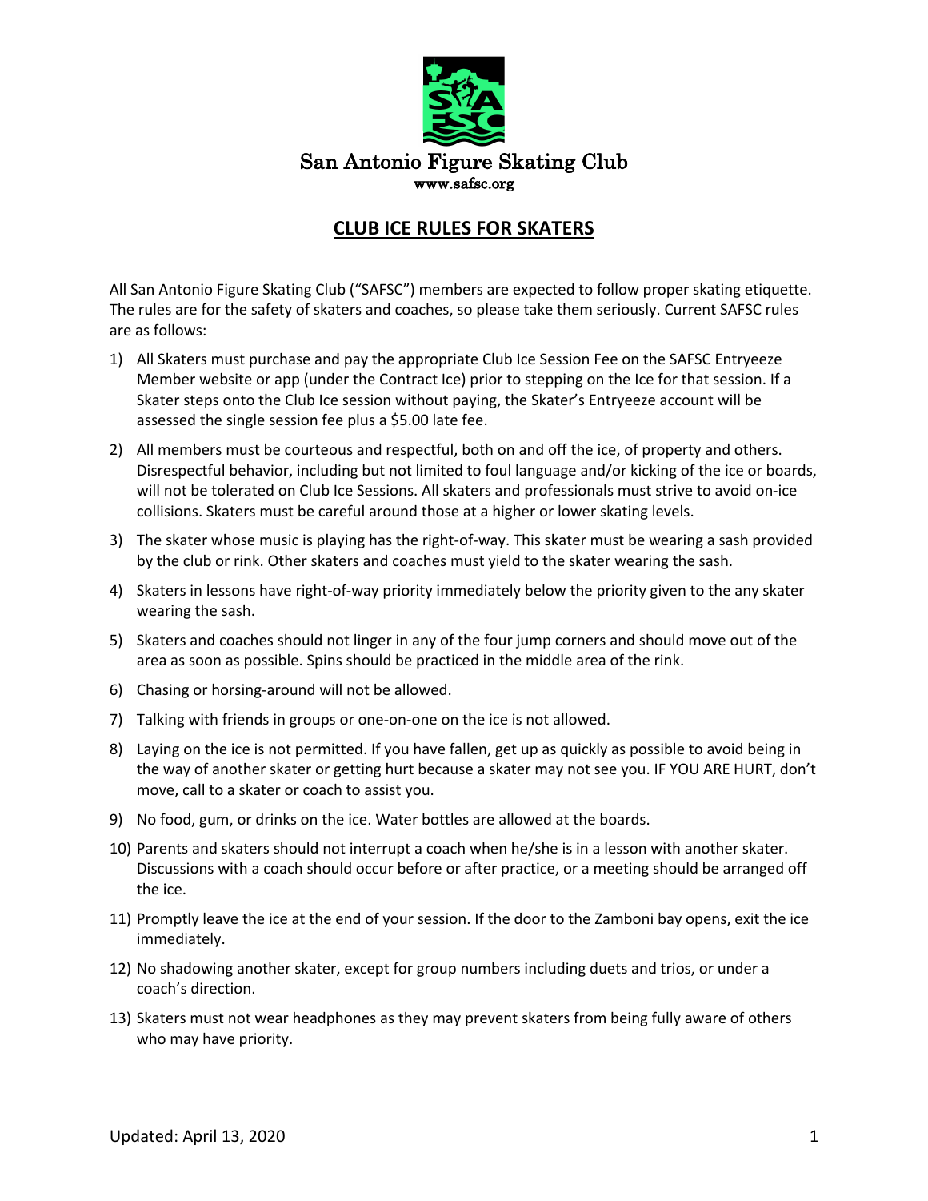# San Antonio Figure Skating Club

www.safsc.org

## CLUB ICE RULES FOR SKATERS

All San Antonio Figure Skating Club ("SAFSC") members are expected to follow proper skating etiquette. The rules are for the safety of skaters and coaches, so please take them seriously. Current SAFSC rules are as follows:

1) All Skaters must purchase and pay the appropriate Club Ice Session Fee on the SAFSC Entryeeze Member website or app (under the Contract Ice) prior to stepping on the Ice for that session. If a Skater steps onto the Club Ice session without paying, the Skater's Entryeeze account will be assessed the single session fee plus a $5.00 late fee.
2) All members must be courteous and respectful, both on and off the ice, of property and others. Disrespectful behavior, including but not limited to foul language and/or kicking of the ice or boards, will not be tolerated on Club Ice Sessions. All skaters and professionals must strive to avoid on-ice collisions. Skaters must be careful around those at a higher or lower skating levels.
3) The skater whose music is playing has the right-of-way. This skater must be wearing a sash provided by the club or rink. Other skaters and coaches must yield to the skater wearing the sash.
4) Skaters in lessons have right-of-way priority immediately below the priority given to the any skater wearing the sash.
5) Skaters and coaches should not linger in any of the four jump corners and should move out of the area as soon as possible. Spins should be practiced in the middle area of the rink.
6) Chasing or horsing-around will not be allowed.
7) Talking with friends in groups or one-on-one on the ice is not allowed.
8) Laying on the ice is not permitted. If you have fallen, get up as quickly as possible to avoid being in the way of another skater or getting hurt because a skater may not see you. IF YOU ARE HURT, don't move, call to a skater or coach to assist you.
9) No food, gum, or drinks on the ice. Water bottles are allowed at the boards.
10) Parents and skaters should not interrupt a coach when he/she is in a lesson with another skater. Discussions with a coach should occur before or after practice, or a meeting should be arranged off the ice.
11) Promptly leave the ice at the end of your session. If the door to the Zamboni bay opens, exit the ice immediately.
12) No shadowing another skater, except for group numbers including duets and trios, or under a coach's direction.
13) Skaters must not wear headphones as they may prevent skaters from being fully aware of others who may have priority.

Updated: April 13, 2020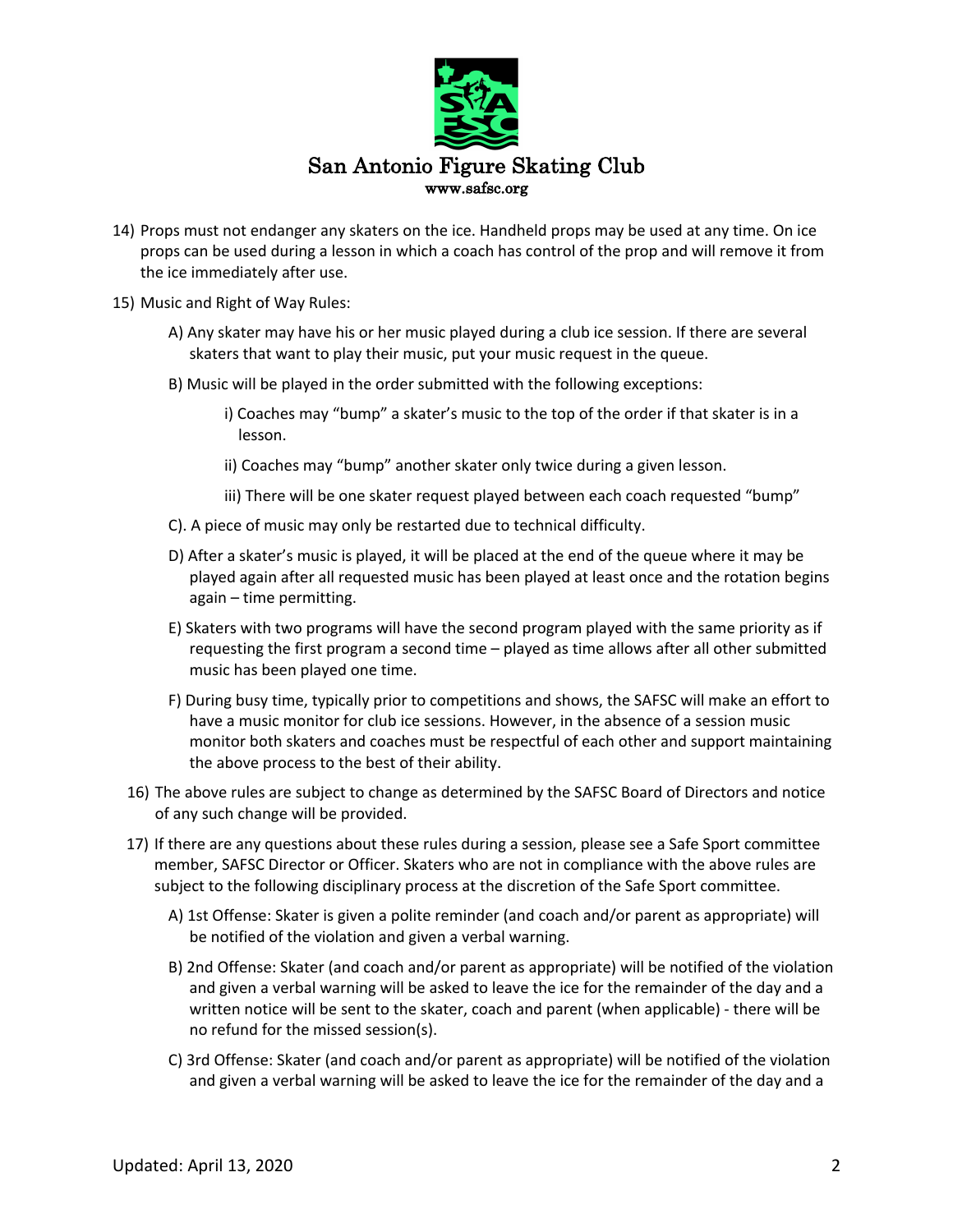14) Props must not endanger any skaters on the ice. Handheld props may be used at any time. On ice props can be used during a lesson in which a coach has control of the prop and will remove it from the ice immediately after use.

15) Music and Right of Way Rules:

    A) Any skater may have his or her music played during a club ice session. If there are several skaters that want to play their music, put your music request in the queue.

    B) Music will be played in the order submitted with the following exceptions:

        i) Coaches may "bump" a skater's music to the top of the order if that skater is in a lesson.

        ii) Coaches may "bump" another skater only twice during a given lesson.

        iii) There will be one skater request played between each coach requested "bump"

    C). A piece of music may only be restarted due to technical difficulty.

    D) After a skater's music is played, it will be placed at the end of the queue where it may be played again after all requested music has been played at least once and the rotation begins again – time permitting.

    E) Skaters with two programs will have the second program played with the same priority as if requesting the first program a second time – played as time allows after all other submitted music has been played one time.

    F) During busy time, typically prior to competitions and shows, the SAFSC will make an effort to have a music monitor for club ice sessions. However, in the absence of a session music monitor both skaters and coaches must be respectful of each other and support maintaining the above process to the best of their ability.

16) The above rules are subject to change as determined by the SAFSC Board of Directors and notice of any such change will be provided.

17) If there are any questions about these rules during a session, please see a Safe Sport committee member, SAFSC Director or Officer. Skaters who are not in compliance with the above rules are subject to the following disciplinary process at the discretion of the Safe Sport committee.

    A) 1st Offense: Skater is given a polite reminder (and coach and/or parent as appropriate) will be notified of the violation and given a verbal warning.

    B) 2nd Offense: Skater (and coach and/or parent as appropriate) will be notified of the violation and given a verbal warning will be asked to leave the ice for the remainder of the day and a written notice will be sent to the skater, coach and parent (when applicable) - there will be no refund for the missed session(s).

    C) 3rd Offense: Skater (and coach and/or parent as appropriate) will be notified of the violation and given a verbal warning will be asked to leave the ice for the remainder of the day and a

Updated: April 13, 2020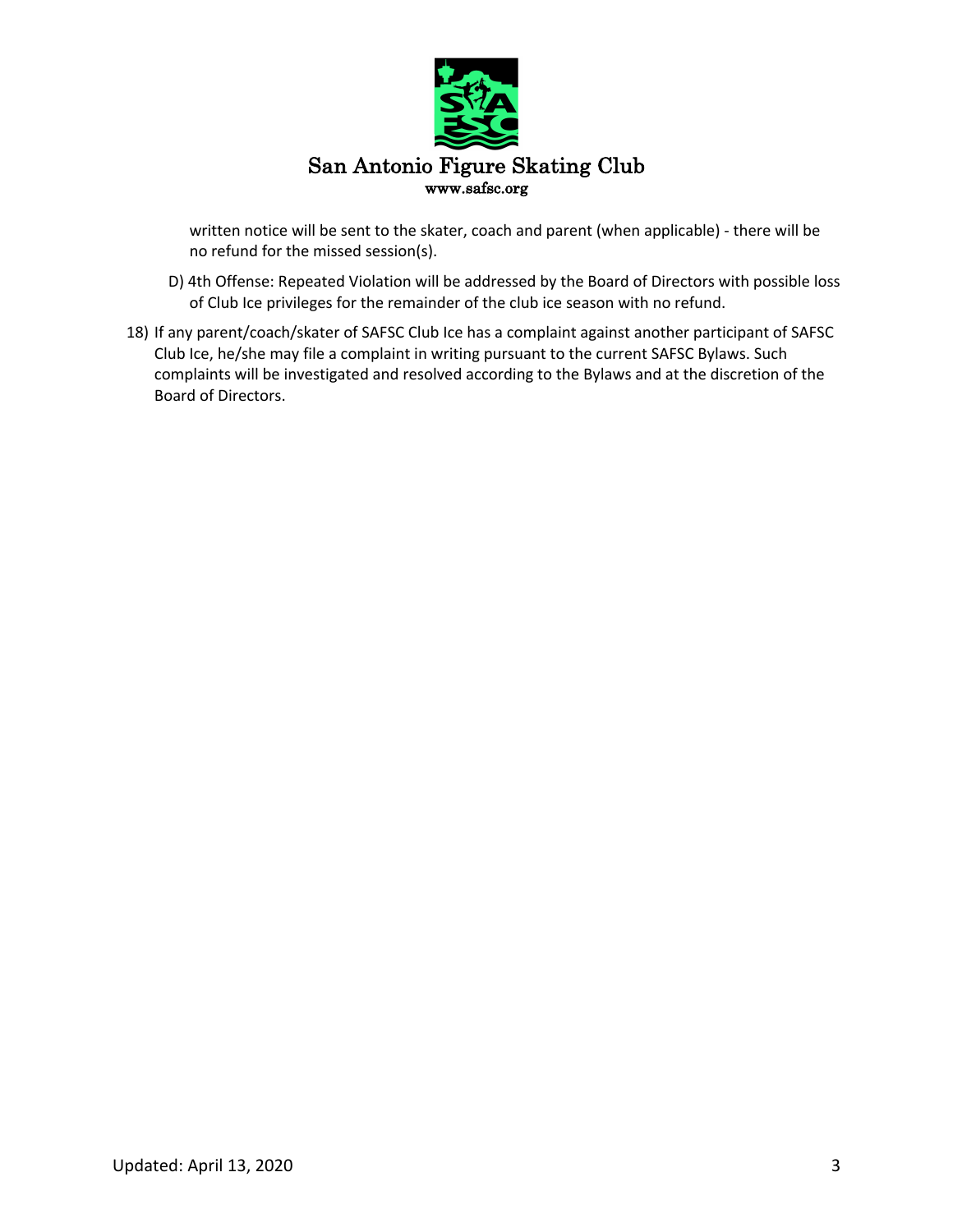written notice will be sent to the skater, coach and parent (when applicable) - there will be no refund for the missed session(s).

D) 4th Offense: Repeated Violation will be addressed by the Board of Directors with possible loss of Club Ice privileges for the remainder of the club ice season with no refund.

18) If any parent/coach/skater of SAFSC Club Ice has a complaint against another participant of SAFSC Club Ice, he/she may file a complaint in writing pursuant to the current SAFSC Bylaws. Such complaints will be investigated and resolved according to the Bylaws and at the discretion of the Board of Directors.